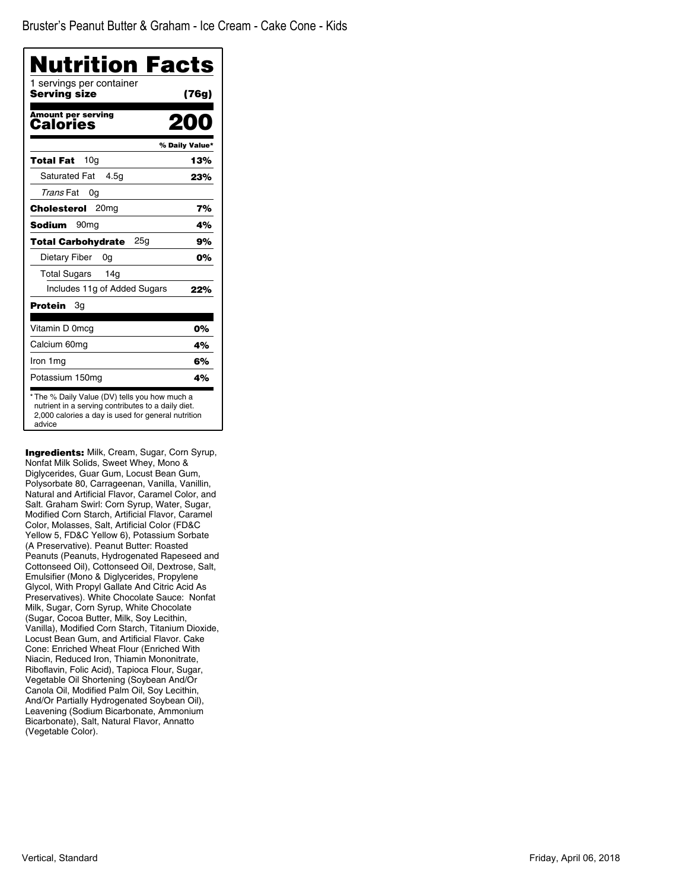Bruster's Peanut Butter & Graham - Ice Cream - Cake Cone - Kids

# Nutrition Facts

1 servings per container
**Serving size** **(76g)**

**Amount per serving**
**Calories** **200**

| | % Daily Value* |
|---|---|
| **Total Fat** 10g | **13%** |
| Saturated Fat 4.5g | **23%** |
| *Trans* Fat 0g | |
| **Cholesterol** 20mg | **7%** |
| **Sodium** 90mg | **4%** |
| **Total Carbohydrate** 25g | **9%** |
| Dietary Fiber 0g | **0%** |
| Total Sugars 14g | |
| Includes 11g of Added Sugars | **22%** |
| **Protein** 3g | |
| Vitamin D 0mcg | **0%** |
| Calcium 60mg | **4%** |
| Iron 1mg | **6%** |
| Potassium 150mg | **4%** |

* The % Daily Value (DV) tells you how much a nutrient in a serving contributes to a daily diet. 2,000 calories a day is used for general nutrition advice

**Ingredients:** Milk, Cream, Sugar, Corn Syrup, Nonfat Milk Solids, Sweet Whey, Mono & Diglycerides, Guar Gum, Locust Bean Gum, Polysorbate 80, Carrageenan, Vanilla, Vanillin, Natural and Artificial Flavor, Caramel Color, and Salt. Graham Swirl: Corn Syrup, Water, Sugar, Modified Corn Starch, Artificial Flavor, Caramel Color, Molasses, Salt, Artificial Color (FD&C Yellow 5, FD&C Yellow 6), Potassium Sorbate (A Preservative). Peanut Butter: Roasted Peanuts (Peanuts, Hydrogenated Rapeseed and Cottonseed Oil), Cottonseed Oil, Dextrose, Salt, Emulsifier (Mono & Diglycerides, Propylene Glycol, With Propyl Gallate And Citric Acid As Preservatives). White Chocolate Sauce: Nonfat Milk, Sugar, Corn Syrup, White Chocolate (Sugar, Cocoa Butter, Milk, Soy Lecithin, Vanilla), Modified Corn Starch, Titanium Dioxide, Locust Bean Gum, and Artificial Flavor. Cake Cone: Enriched Wheat Flour (Enriched With Niacin, Reduced Iron, Thiamin Mononitrate, Riboflavin, Folic Acid), Tapioca Flour, Sugar, Vegetable Oil Shortening (Soybean And/Or Canola Oil, Modified Palm Oil, Soy Lecithin, And/Or Partially Hydrogenated Soybean Oil), Leavening (Sodium Bicarbonate, Ammonium Bicarbonate), Salt, Natural Flavor, Annatto (Vegetable Color).

Vertical, Standard

Friday, April 06, 2018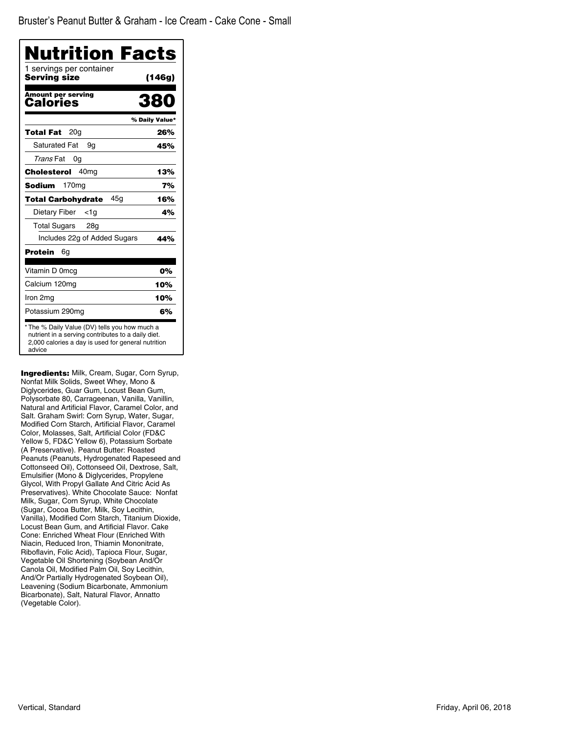Bruster's Peanut Butter & Graham - Ice Cream - Cake Cone - Small

# Nutrition Facts

1 servings per container

**Serving size** **(146g)**

**Amount per serving**

**Calories** **380**

| | % Daily Value* |
|---|---|
| **Total Fat** 20g | **26%** |
| Saturated Fat 9g | **45%** |
| *Trans* Fat 0g | |
| **Cholesterol** 40mg | **13%** |
| **Sodium** 170mg | **7%** |
| **Total Carbohydrate** 45g | **16%** |
| Dietary Fiber <1g | **4%** |
| Total Sugars 28g | |
| Includes 22g of Added Sugars | **44%** |
| **Protein** 6g | |
| Vitamin D 0mcg | **0%** |
| Calcium 120mg | **10%** |
| Iron 2mg | **10%** |
| Potassium 290mg | **6%** |

* The % Daily Value (DV) tells you how much a nutrient in a serving contributes to a daily diet. 2,000 calories a day is used for general nutrition advice

**Ingredients:** Milk, Cream, Sugar, Corn Syrup, Nonfat Milk Solids, Sweet Whey, Mono & Diglycerides, Guar Gum, Locust Bean Gum, Polysorbate 80, Carrageenan, Vanilla, Vanillin, Natural and Artificial Flavor, Caramel Color, and Salt. Graham Swirl: Corn Syrup, Water, Sugar, Modified Corn Starch, Artificial Flavor, Caramel Color, Molasses, Salt, Artificial Color (FD&C Yellow 5, FD&C Yellow 6), Potassium Sorbate (A Preservative). Peanut Butter: Roasted Peanuts (Peanuts, Hydrogenated Rapeseed and Cottonseed Oil), Cottonseed Oil, Dextrose, Salt, Emulsifier (Mono & Diglycerides, Propylene Glycol, With Propyl Gallate And Citric Acid As Preservatives). White Chocolate Sauce: Nonfat Milk, Sugar, Corn Syrup, White Chocolate (Sugar, Cocoa Butter, Milk, Soy Lecithin, Vanilla), Modified Corn Starch, Titanium Dioxide, Locust Bean Gum, and Artificial Flavor. Cake Cone: Enriched Wheat Flour (Enriched With Niacin, Reduced Iron, Thiamin Mononitrate, Riboflavin, Folic Acid), Tapioca Flour, Sugar, Vegetable Oil Shortening (Soybean And/Or Canola Oil, Modified Palm Oil, Soy Lecithin, And/Or Partially Hydrogenated Soybean Oil), Leavening (Sodium Bicarbonate, Ammonium Bicarbonate), Salt, Natural Flavor, Annatto (Vegetable Color).

Vertical, Standard

Friday, April 06, 2018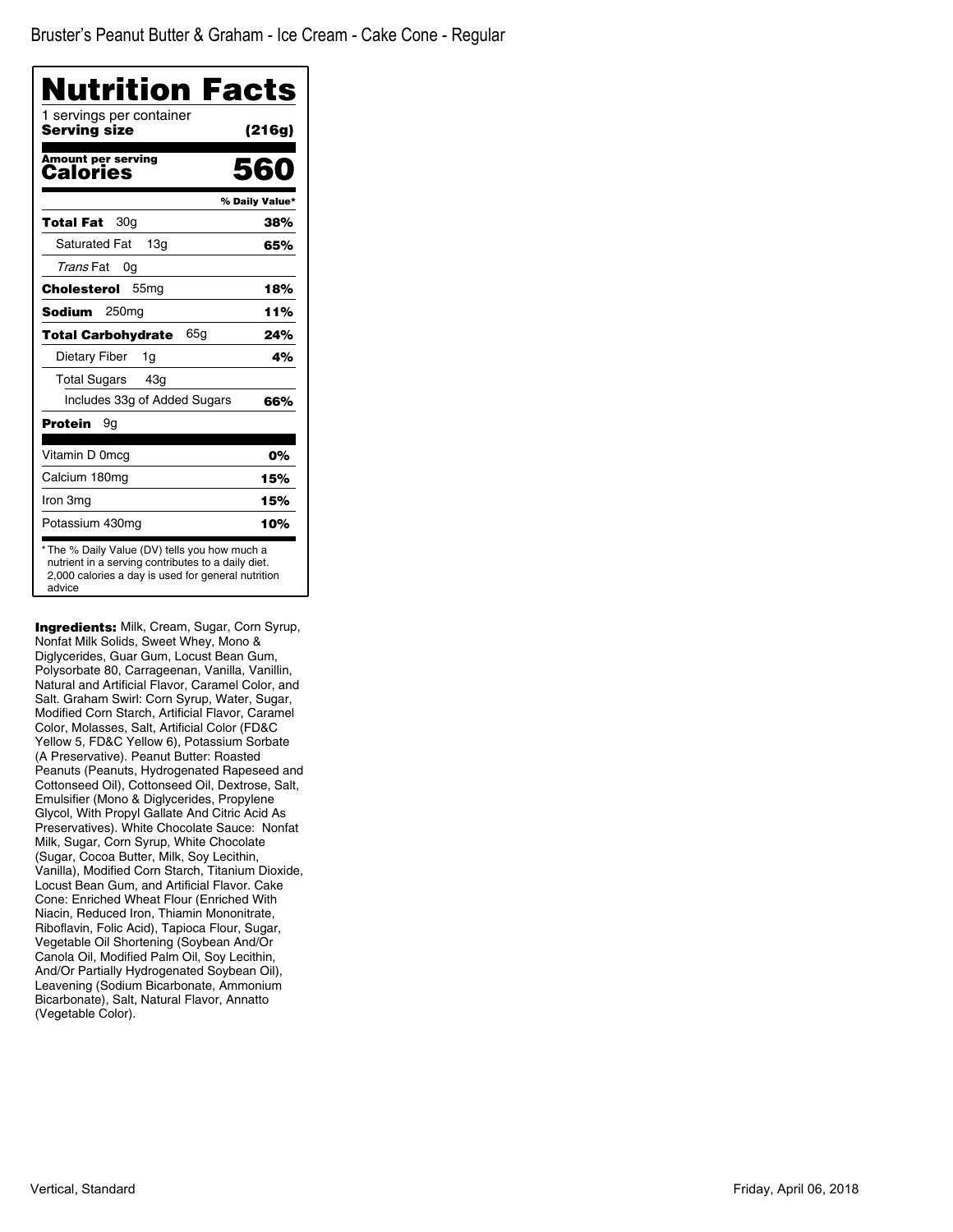# Bruster's Peanut Butter & Graham - Ice Cream - Cake Cone - Regular

## Nutrition Facts

1 servings per container
**Serving size** **(216g)**

**Amount per serving**
**Calories** **560**

| | % Daily Value* |
|---|---|
| **Total Fat** 30g | **38%** |
| Saturated Fat 13g | **65%** |
| *Trans* Fat 0g | |
| **Cholesterol** 55mg | **18%** |
| **Sodium** 250mg | **11%** |
| **Total Carbohydrate** 65g | **24%** |
| Dietary Fiber 1g | **4%** |
| Total Sugars 43g | |
| Includes 33g of Added Sugars | **66%** |
| **Protein** 9g | |
| Vitamin D 0mcg | **0%** |
| Calcium 180mg | **15%** |
| Iron 3mg | **15%** |
| Potassium 430mg | **10%** |

* The % Daily Value (DV) tells you how much a nutrient in a serving contributes to a daily diet. 2,000 calories a day is used for general nutrition advice

**Ingredients:** Milk, Cream, Sugar, Corn Syrup, Nonfat Milk Solids, Sweet Whey, Mono & Diglycerides, Guar Gum, Locust Bean Gum, Polysorbate 80, Carrageenan, Vanilla, Vanillin, Natural and Artificial Flavor, Caramel Color, and Salt. Graham Swirl: Corn Syrup, Water, Sugar, Modified Corn Starch, Artificial Flavor, Caramel Color, Molasses, Salt, Artificial Color (FD&C Yellow 5, FD&C Yellow 6), Potassium Sorbate (A Preservative). Peanut Butter: Roasted Peanuts (Peanuts, Hydrogenated Rapeseed and Cottonseed Oil), Cottonseed Oil, Dextrose, Salt, Emulsifier (Mono & Diglycerides, Propylene Glycol, With Propyl Gallate And Citric Acid As Preservatives). White Chocolate Sauce: Nonfat Milk, Sugar, Corn Syrup, White Chocolate (Sugar, Cocoa Butter, Milk, Soy Lecithin, Vanilla), Modified Corn Starch, Titanium Dioxide, Locust Bean Gum, and Artificial Flavor. Cake Cone: Enriched Wheat Flour (Enriched With Niacin, Reduced Iron, Thiamin Mononitrate, Riboflavin, Folic Acid), Tapioca Flour, Sugar, Vegetable Oil Shortening (Soybean And/Or Canola Oil, Modified Palm Oil, Soy Lecithin, And/Or Partially Hydrogenated Soybean Oil), Leavening (Sodium Bicarbonate, Ammonium Bicarbonate), Salt, Natural Flavor, Annatto (Vegetable Color).

Vertical, Standard

Friday, April 06, 2018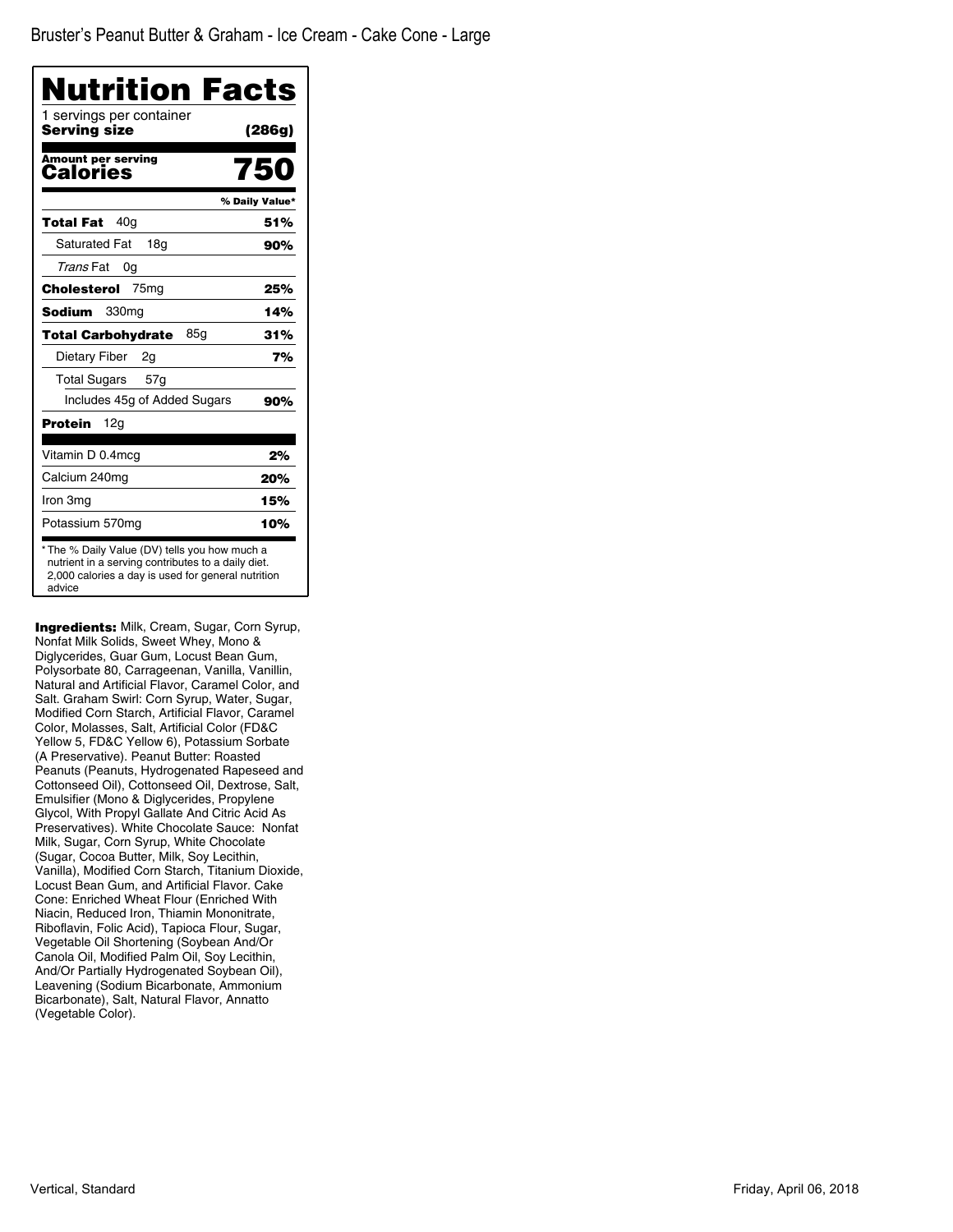Bruster's Peanut Butter & Graham - Ice Cream - Cake Cone - Large

# Nutrition Facts

1 servings per container

**Serving size** **(286g)**

**Amount per serving**

**Calories** **750**

| | % Daily Value* |
|---|---|
| **Total Fat** 40g | **51%** |
| Saturated Fat 18g | **90%** |
| *Trans* Fat 0g | |
| **Cholesterol** 75mg | **25%** |
| **Sodium** 330mg | **14%** |
| **Total Carbohydrate** 85g | **31%** |
| Dietary Fiber 2g | **7%** |
| Total Sugars 57g | |
| Includes 45g of Added Sugars | **90%** |
| **Protein** 12g | |
| Vitamin D 0.4mcg | **2%** |
| Calcium 240mg | **20%** |
| Iron 3mg | **15%** |
| Potassium 570mg | **10%** |

* The % Daily Value (DV) tells you how much a nutrient in a serving contributes to a daily diet. 2,000 calories a day is used for general nutrition advice

**Ingredients:** Milk, Cream, Sugar, Corn Syrup, Nonfat Milk Solids, Sweet Whey, Mono & Diglycerides, Guar Gum, Locust Bean Gum, Polysorbate 80, Carrageenan, Vanilla, Vanillin, Natural and Artificial Flavor, Caramel Color, and Salt. Graham Swirl: Corn Syrup, Water, Sugar, Modified Corn Starch, Artificial Flavor, Caramel Color, Molasses, Salt, Artificial Color (FD&C Yellow 5, FD&C Yellow 6), Potassium Sorbate (A Preservative). Peanut Butter: Roasted Peanuts (Peanuts, Hydrogenated Rapeseed and Cottonseed Oil), Cottonseed Oil, Dextrose, Salt, Emulsifier (Mono & Diglycerides, Propylene Glycol, With Propyl Gallate And Citric Acid As Preservatives). White Chocolate Sauce: Nonfat Milk, Sugar, Corn Syrup, White Chocolate (Sugar, Cocoa Butter, Milk, Soy Lecithin, Vanilla), Modified Corn Starch, Titanium Dioxide, Locust Bean Gum, and Artificial Flavor. Cake Cone: Enriched Wheat Flour (Enriched With Niacin, Reduced Iron, Thiamin Mononitrate, Riboflavin, Folic Acid), Tapioca Flour, Sugar, Vegetable Oil Shortening (Soybean And/Or Canola Oil, Modified Palm Oil, Soy Lecithin, And/Or Partially Hydrogenated Soybean Oil), Leavening (Sodium Bicarbonate, Ammonium Bicarbonate), Salt, Natural Flavor, Annatto (Vegetable Color).

Vertical, Standard

Friday, April 06, 2018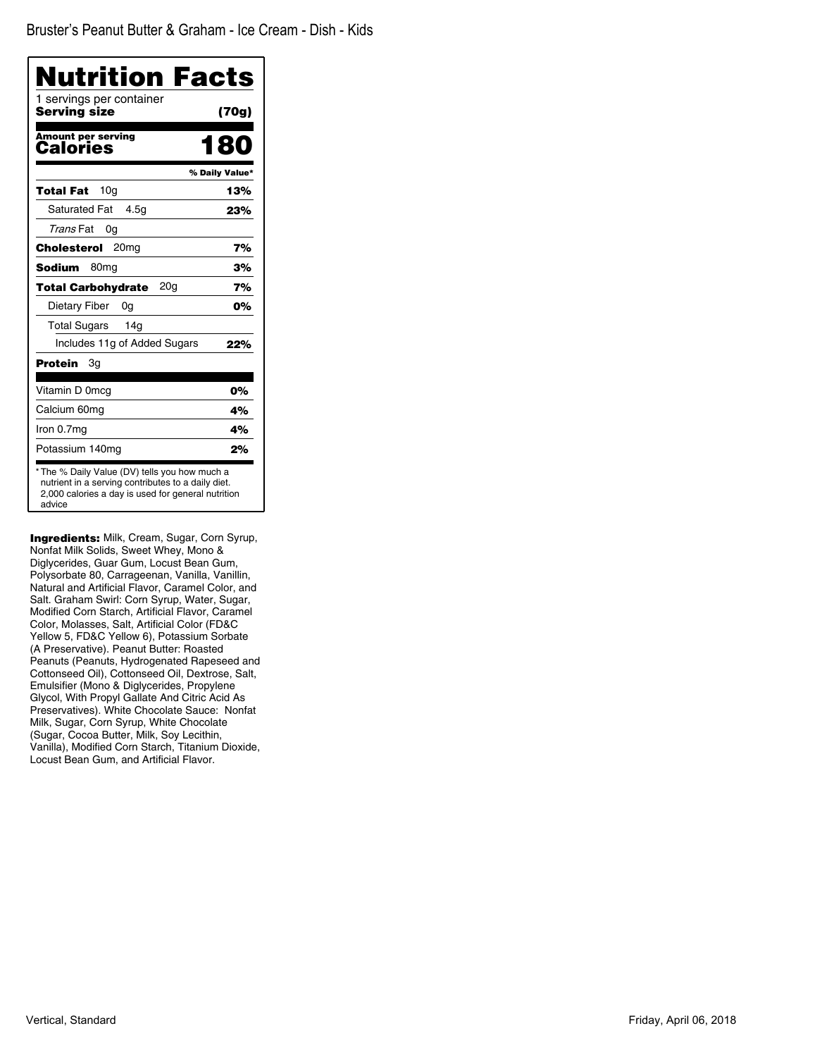Bruster's Peanut Butter & Graham - Ice Cream - Dish - Kids

# Nutrition Facts

1 servings per container

**Serving size** **(70g)**

**Amount per serving**
**Calories** **180**

| | % Daily Value* |
|---|---|
| **Total Fat** 10g | **13%** |
| Saturated Fat 4.5g | **23%** |
| *Trans* Fat 0g | |
| **Cholesterol** 20mg | **7%** |
| **Sodium** 80mg | **3%** |
| **Total Carbohydrate** 20g | **7%** |
| Dietary Fiber 0g | **0%** |
| Total Sugars 14g | |
| Includes 11g of Added Sugars | **22%** |
| **Protein** 3g | |
| Vitamin D 0mcg | **0%** |
| Calcium 60mg | **4%** |
| Iron 0.7mg | **4%** |
| Potassium 140mg | **2%** |

* The % Daily Value (DV) tells you how much a nutrient in a serving contributes to a daily diet. 2,000 calories a day is used for general nutrition advice

**Ingredients:** Milk, Cream, Sugar, Corn Syrup, Nonfat Milk Solids, Sweet Whey, Mono & Diglycerides, Guar Gum, Locust Bean Gum, Polysorbate 80, Carrageenan, Vanilla, Vanillin, Natural and Artificial Flavor, Caramel Color, and Salt. Graham Swirl: Corn Syrup, Water, Sugar, Modified Corn Starch, Artificial Flavor, Caramel Color, Molasses, Salt, Artificial Color (FD&C Yellow 5, FD&C Yellow 6), Potassium Sorbate (A Preservative). Peanut Butter: Roasted Peanuts (Peanuts, Hydrogenated Rapeseed and Cottonseed Oil), Cottonseed Oil, Dextrose, Salt, Emulsifier (Mono & Diglycerides, Propylene Glycol, With Propyl Gallate And Citric Acid As Preservatives). White Chocolate Sauce: Nonfat Milk, Sugar, Corn Syrup, White Chocolate (Sugar, Cocoa Butter, Milk, Soy Lecithin, Vanilla), Modified Corn Starch, Titanium Dioxide, Locust Bean Gum, and Artificial Flavor.

Vertical, Standard

Friday, April 06, 2018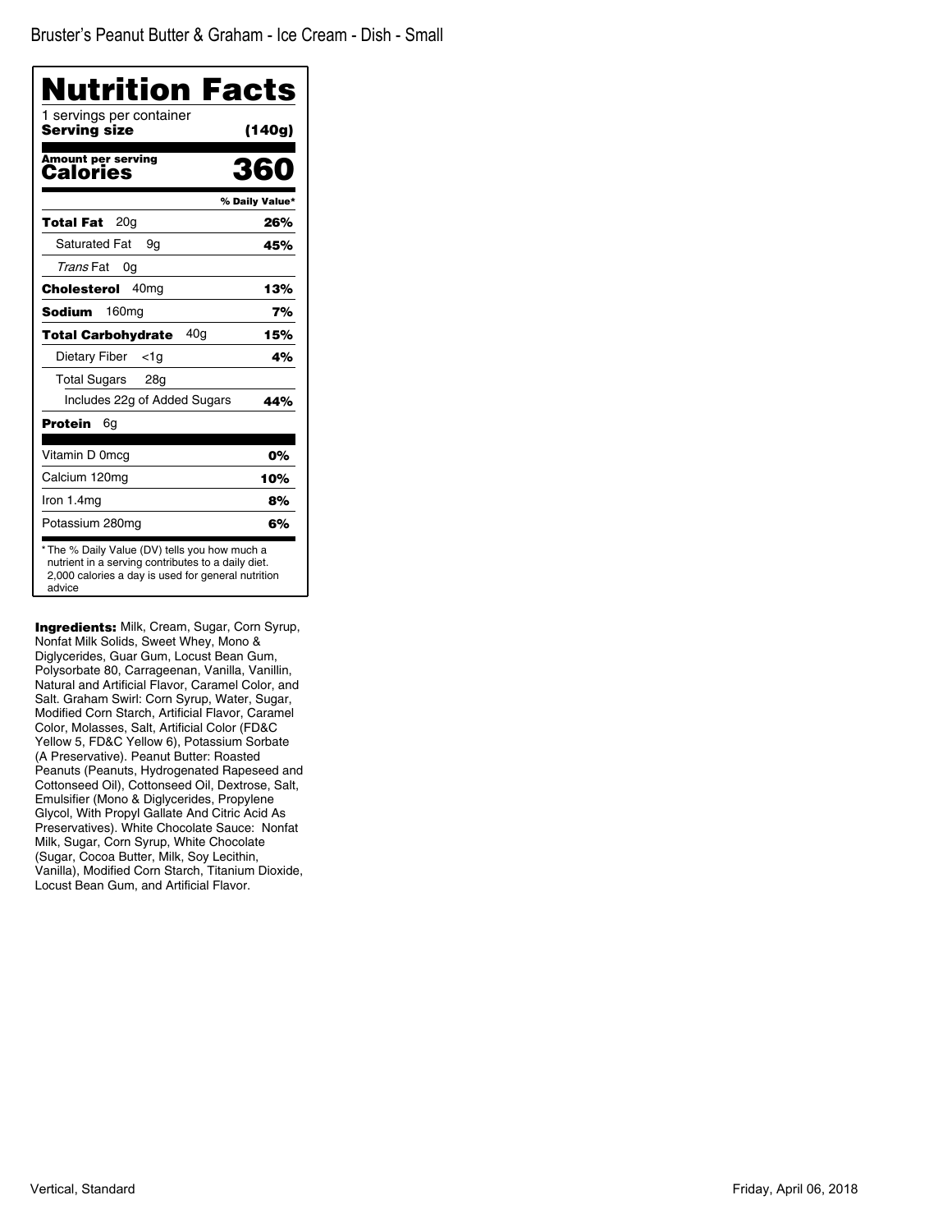Bruster's Peanut Butter & Graham - Ice Cream - Dish - Small

# Nutrition Facts

1 servings per container

**Serving size** **(140g)**

**Amount per serving**

**Calories** **360**

| | % Daily Value* |
|---|---|
| **Total Fat** 20g | **26%** |
| Saturated Fat 9g | **45%** |
| *Trans* Fat 0g | |
| **Cholesterol** 40mg | **13%** |
| **Sodium** 160mg | **7%** |
| **Total Carbohydrate** 40g | **15%** |
| Dietary Fiber <1g | **4%** |
| Total Sugars 28g | |
| Includes 22g of Added Sugars | **44%** |
| **Protein** 6g | |
| Vitamin D 0mcg | **0%** |
| Calcium 120mg | **10%** |
| Iron 1.4mg | **8%** |
| Potassium 280mg | **6%** |

* The % Daily Value (DV) tells you how much a nutrient in a serving contributes to a daily diet. 2,000 calories a day is used for general nutrition advice

**Ingredients:** Milk, Cream, Sugar, Corn Syrup, Nonfat Milk Solids, Sweet Whey, Mono & Diglycerides, Guar Gum, Locust Bean Gum, Polysorbate 80, Carrageenan, Vanilla, Vanillin, Natural and Artificial Flavor, Caramel Color, and Salt. Graham Swirl: Corn Syrup, Water, Sugar, Modified Corn Starch, Artificial Flavor, Caramel Color, Molasses, Salt, Artificial Color (FD&C Yellow 5, FD&C Yellow 6), Potassium Sorbate (A Preservative). Peanut Butter: Roasted Peanuts (Peanuts, Hydrogenated Rapeseed and Cottonseed Oil), Cottonseed Oil, Dextrose, Salt, Emulsifier (Mono & Diglycerides, Propylene Glycol, With Propyl Gallate And Citric Acid As Preservatives). White Chocolate Sauce: Nonfat Milk, Sugar, Corn Syrup, White Chocolate (Sugar, Cocoa Butter, Milk, Soy Lecithin, Vanilla), Modified Corn Starch, Titanium Dioxide, Locust Bean Gum, and Artificial Flavor.

Vertical, Standard

Friday, April 06, 2018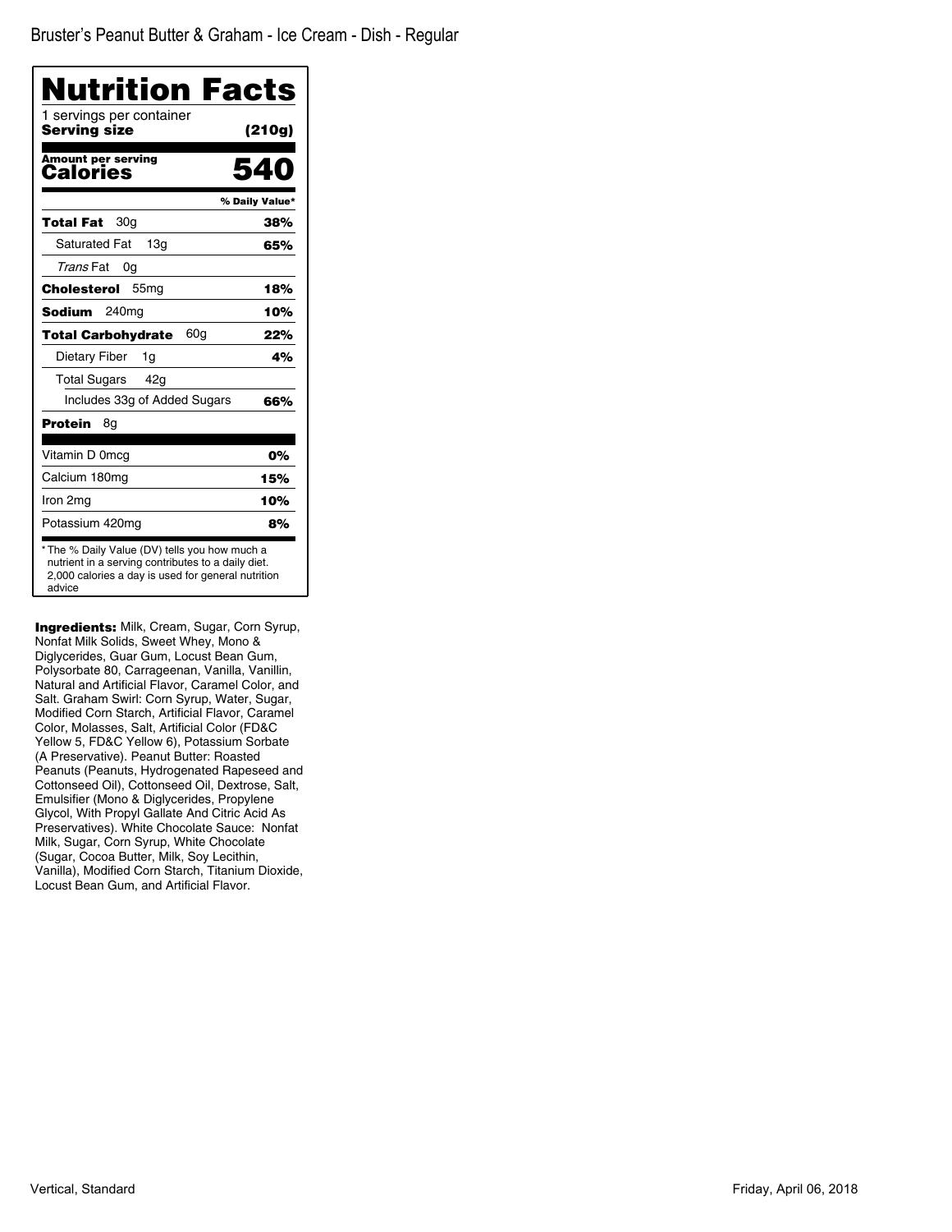Bruster's Peanut Butter & Graham - Ice Cream - Dish - Regular

# Nutrition Facts

1 servings per container

**Serving size** **(210g)**

**Amount per serving**

**Calories** **540**

| | % Daily Value* |
|---|---|
| **Total Fat** 30g | **38%** |
| Saturated Fat 13g | **65%** |
| *Trans* Fat 0g | |
| **Cholesterol** 55mg | **18%** |
| **Sodium** 240mg | **10%** |
| **Total Carbohydrate** 60g | **22%** |
| Dietary Fiber 1g | **4%** |
| Total Sugars 42g | |
| Includes 33g of Added Sugars | **66%** |
| **Protein** 8g | |
| Vitamin D 0mcg | **0%** |
| Calcium 180mg | **15%** |
| Iron 2mg | **10%** |
| Potassium 420mg | **8%** |

* The % Daily Value (DV) tells you how much a nutrient in a serving contributes to a daily diet. 2,000 calories a day is used for general nutrition advice

**Ingredients:** Milk, Cream, Sugar, Corn Syrup, Nonfat Milk Solids, Sweet Whey, Mono & Diglycerides, Guar Gum, Locust Bean Gum, Polysorbate 80, Carrageenan, Vanilla, Vanillin, Natural and Artificial Flavor, Caramel Color, and Salt. Graham Swirl: Corn Syrup, Water, Sugar, Modified Corn Starch, Artificial Flavor, Caramel Color, Molasses, Salt, Artificial Color (FD&C Yellow 5, FD&C Yellow 6), Potassium Sorbate (A Preservative). Peanut Butter: Roasted Peanuts (Peanuts, Hydrogenated Rapeseed and Cottonseed Oil), Cottonseed Oil, Dextrose, Salt, Emulsifier (Mono & Diglycerides, Propylene Glycol, With Propyl Gallate And Citric Acid As Preservatives). White Chocolate Sauce: Nonfat Milk, Sugar, Corn Syrup, White Chocolate (Sugar, Cocoa Butter, Milk, Soy Lecithin, Vanilla), Modified Corn Starch, Titanium Dioxide, Locust Bean Gum, and Artificial Flavor.

Vertical, Standard

Friday, April 06, 2018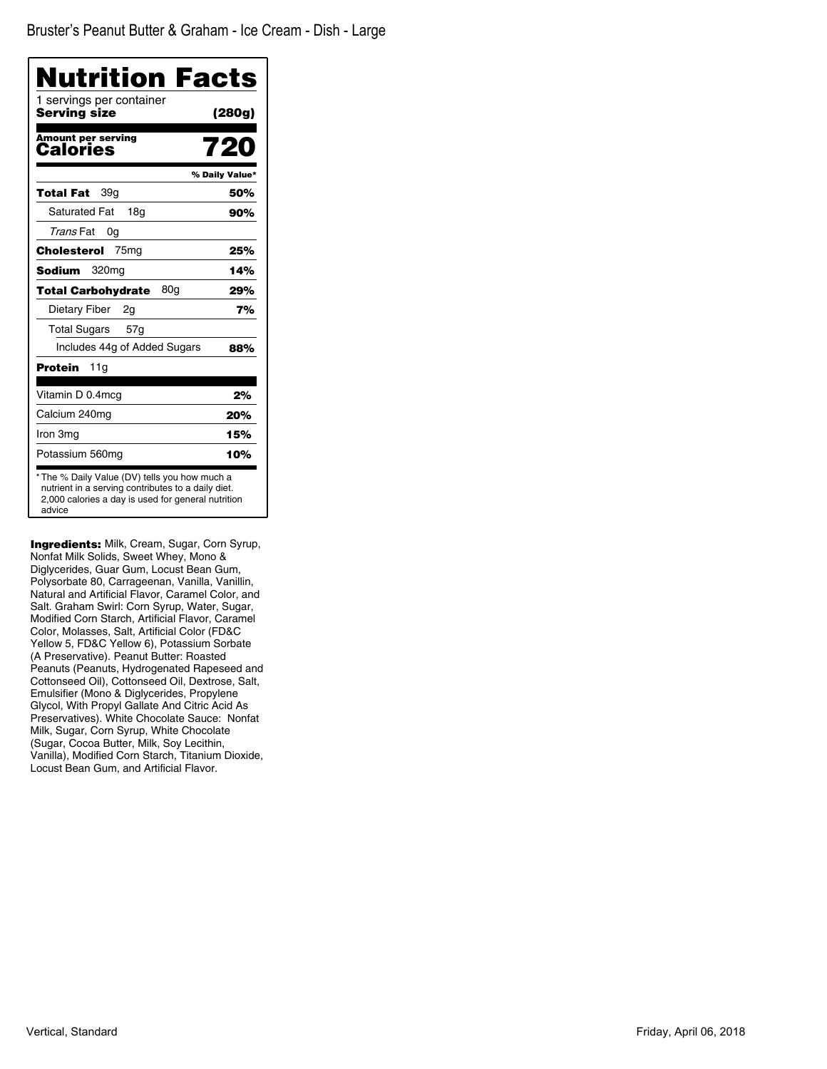Bruster's Peanut Butter & Graham - Ice Cream - Dish - Large

# Nutrition Facts

1 servings per container

**Serving size** **(280g)**

**Amount per serving**
**Calories** **720**

| | % Daily Value* |
|---|---|
| **Total Fat** 39g | **50%** |
| Saturated Fat 18g | **90%** |
| *Trans* Fat 0g | |
| **Cholesterol** 75mg | **25%** |
| **Sodium** 320mg | **14%** |
| **Total Carbohydrate** 80g | **29%** |
| Dietary Fiber 2g | **7%** |
| Total Sugars 57g | |
| Includes 44g of Added Sugars | **88%** |
| **Protein** 11g | |
| Vitamin D 0.4mcg | **2%** |
| Calcium 240mg | **20%** |
| Iron 3mg | **15%** |
| Potassium 560mg | **10%** |

* The % Daily Value (DV) tells you how much a nutrient in a serving contributes to a daily diet. 2,000 calories a day is used for general nutrition advice

**Ingredients:** Milk, Cream, Sugar, Corn Syrup, Nonfat Milk Solids, Sweet Whey, Mono & Diglycerides, Guar Gum, Locust Bean Gum, Polysorbate 80, Carrageenan, Vanilla, Vanillin, Natural and Artificial Flavor, Caramel Color, and Salt. Graham Swirl: Corn Syrup, Water, Sugar, Modified Corn Starch, Artificial Flavor, Caramel Color, Molasses, Salt, Artificial Color (FD&C Yellow 5, FD&C Yellow 6), Potassium Sorbate (A Preservative). Peanut Butter: Roasted Peanuts (Peanuts, Hydrogenated Rapeseed and Cottonseed Oil), Cottonseed Oil, Dextrose, Salt, Emulsifier (Mono & Diglycerides, Propylene Glycol, With Propyl Gallate And Citric Acid As Preservatives). White Chocolate Sauce: Nonfat Milk, Sugar, Corn Syrup, White Chocolate (Sugar, Cocoa Butter, Milk, Soy Lecithin, Vanilla), Modified Corn Starch, Titanium Dioxide, Locust Bean Gum, and Artificial Flavor.

Vertical, Standard

Friday, April 06, 2018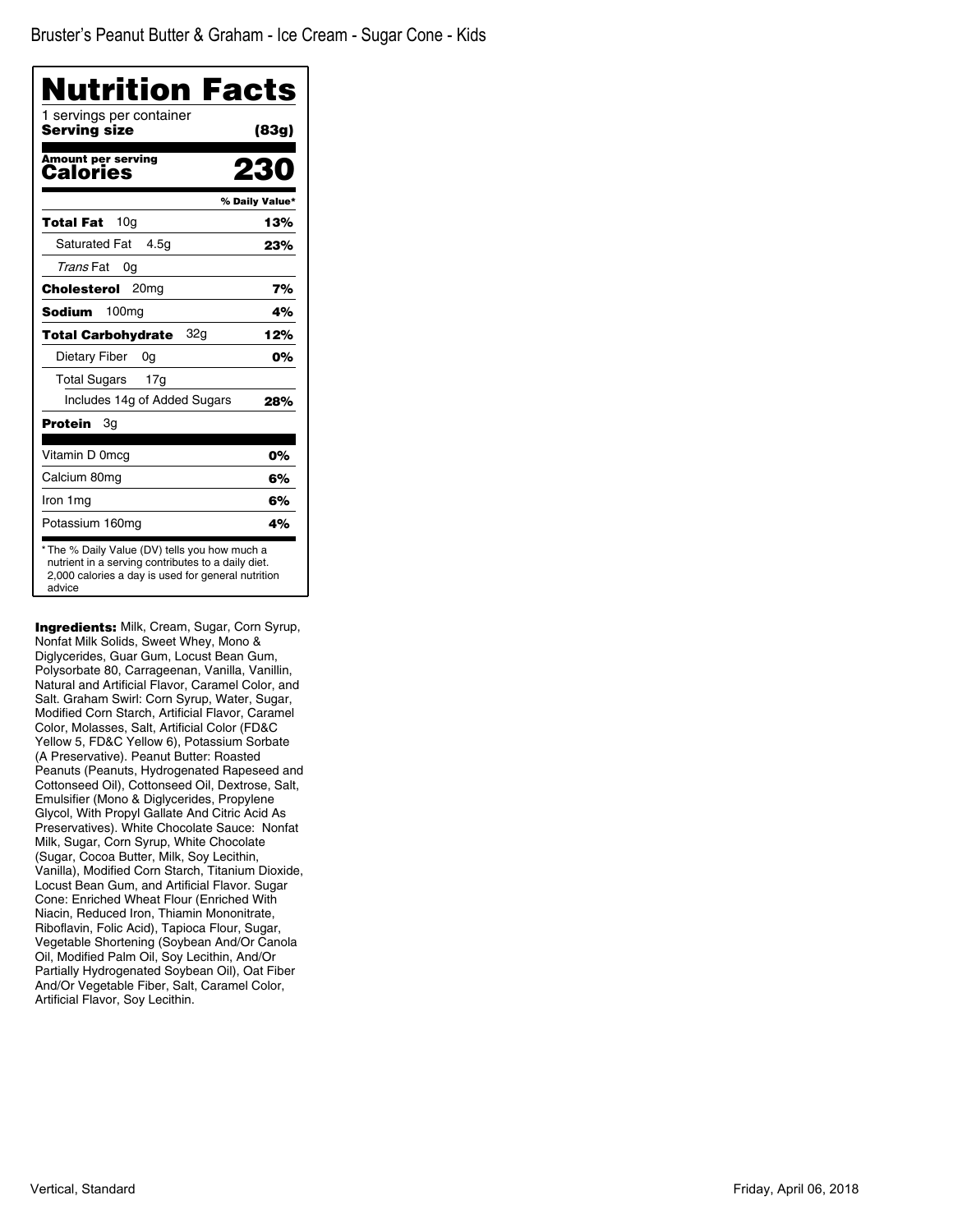Bruster's Peanut Butter & Graham - Ice Cream - Sugar Cone - Kids

# Nutrition Facts

1 servings per container
**Serving size** **(83g)**

**Amount per serving**
**Calories** **230**

| | % Daily Value* |
|---|---|
| **Total Fat** 10g | **13%** |
| Saturated Fat 4.5g | **23%** |
| *Trans* Fat 0g | |
| **Cholesterol** 20mg | **7%** |
| **Sodium** 100mg | **4%** |
| **Total Carbohydrate** 32g | **12%** |
| Dietary Fiber 0g | **0%** |
| Total Sugars 17g | |
| Includes 14g of Added Sugars | **28%** |
| **Protein** 3g | |
| Vitamin D 0mcg | **0%** |
| Calcium 80mg | **6%** |
| Iron 1mg | **6%** |
| Potassium 160mg | **4%** |

* The % Daily Value (DV) tells you how much a nutrient in a serving contributes to a daily diet. 2,000 calories a day is used for general nutrition advice

**Ingredients:** Milk, Cream, Sugar, Corn Syrup, Nonfat Milk Solids, Sweet Whey, Mono & Diglycerides, Guar Gum, Locust Bean Gum, Polysorbate 80, Carrageenan, Vanilla, Vanillin, Natural and Artificial Flavor, Caramel Color, and Salt. Graham Swirl: Corn Syrup, Water, Sugar, Modified Corn Starch, Artificial Flavor, Caramel Color, Molasses, Salt, Artificial Color (FD&C Yellow 5, FD&C Yellow 6), Potassium Sorbate (A Preservative). Peanut Butter: Roasted Peanuts (Peanuts, Hydrogenated Rapeseed and Cottonseed Oil), Cottonseed Oil, Dextrose, Salt, Emulsifier (Mono & Diglycerides, Propylene Glycol, With Propyl Gallate And Citric Acid As Preservatives). White Chocolate Sauce: Nonfat Milk, Sugar, Corn Syrup, White Chocolate (Sugar, Cocoa Butter, Milk, Soy Lecithin, Vanilla), Modified Corn Starch, Titanium Dioxide, Locust Bean Gum, and Artificial Flavor. Sugar Cone: Enriched Wheat Flour (Enriched With Niacin, Reduced Iron, Thiamin Mononitrate, Riboflavin, Folic Acid), Tapioca Flour, Sugar, Vegetable Shortening (Soybean And/Or Canola Oil, Modified Palm Oil, Soy Lecithin, And/Or Partially Hydrogenated Soybean Oil), Oat Fiber And/Or Vegetable Fiber, Salt, Caramel Color, Artificial Flavor, Soy Lecithin.

Vertical, Standard

Friday, April 06, 2018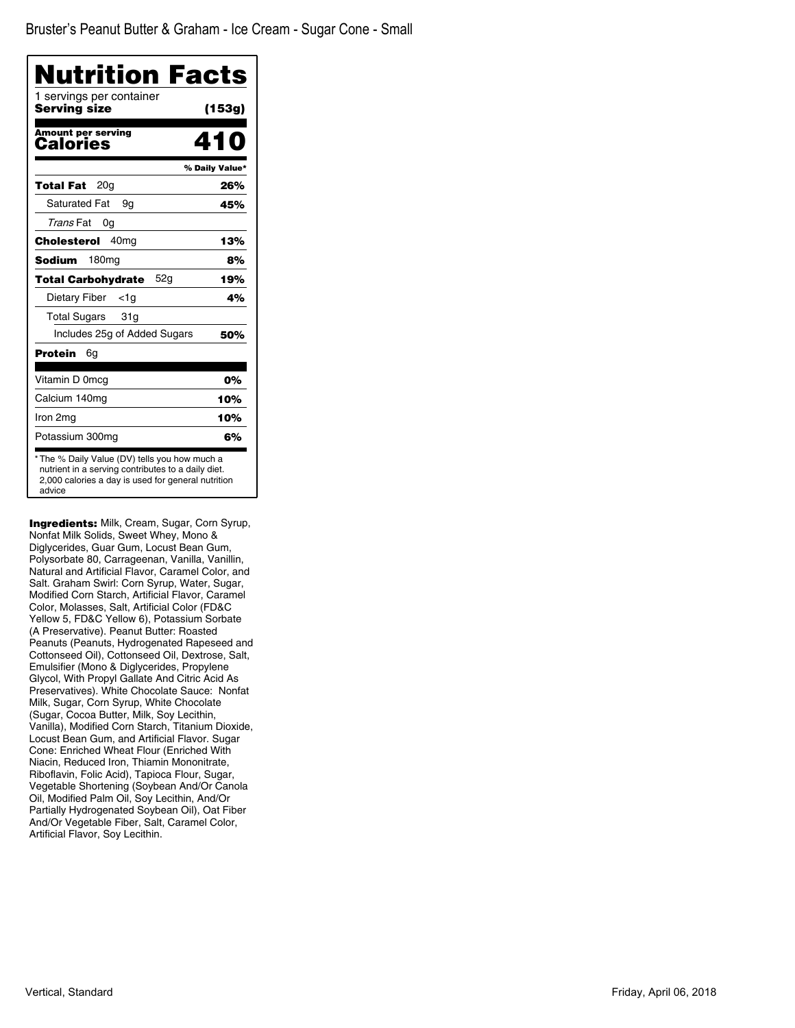Bruster's Peanut Butter & Graham - Ice Cream - Sugar Cone - Small

# Nutrition Facts

1 servings per container

**Serving size (153g)**

**Amount per serving**
**Calories 410**

| | % Daily Value* |
|---|---|
| **Total Fat** 20g | **26%** |
| Saturated Fat 9g | **45%** |
| *Trans* Fat 0g | |
| **Cholesterol** 40mg | **13%** |
| **Sodium** 180mg | **8%** |
| **Total Carbohydrate** 52g | **19%** |
| Dietary Fiber <1g | **4%** |
| Total Sugars 31g | |
| Includes 25g of Added Sugars | **50%** |
| **Protein** 6g | |
| Vitamin D 0mcg | **0%** |
| Calcium 140mg | **10%** |
| Iron 2mg | **10%** |
| Potassium 300mg | **6%** |

* The % Daily Value (DV) tells you how much a nutrient in a serving contributes to a daily diet. 2,000 calories a day is used for general nutrition advice

**Ingredients:** Milk, Cream, Sugar, Corn Syrup, Nonfat Milk Solids, Sweet Whey, Mono & Diglycerides, Guar Gum, Locust Bean Gum, Polysorbate 80, Carrageenan, Vanilla, Vanillin, Natural and Artificial Flavor, Caramel Color, and Salt. Graham Swirl: Corn Syrup, Water, Sugar, Modified Corn Starch, Artificial Flavor, Caramel Color, Molasses, Salt, Artificial Color (FD&C Yellow 5, FD&C Yellow 6), Potassium Sorbate (A Preservative). Peanut Butter: Roasted Peanuts (Peanuts, Hydrogenated Rapeseed and Cottonseed Oil), Cottonseed Oil, Dextrose, Salt, Emulsifier (Mono & Diglycerides, Propylene Glycol, With Propyl Gallate And Citric Acid As Preservatives). White Chocolate Sauce: Nonfat Milk, Sugar, Corn Syrup, White Chocolate (Sugar, Cocoa Butter, Milk, Soy Lecithin, Vanilla), Modified Corn Starch, Titanium Dioxide, Locust Bean Gum, and Artificial Flavor. Sugar Cone: Enriched Wheat Flour (Enriched With Niacin, Reduced Iron, Thiamin Mononitrate, Riboflavin, Folic Acid), Tapioca Flour, Sugar, Vegetable Shortening (Soybean And/Or Canola Oil, Modified Palm Oil, Soy Lecithin, And/Or Partially Hydrogenated Soybean Oil), Oat Fiber And/Or Vegetable Fiber, Salt, Caramel Color, Artificial Flavor, Soy Lecithin.

Vertical, Standard

Friday, April 06, 2018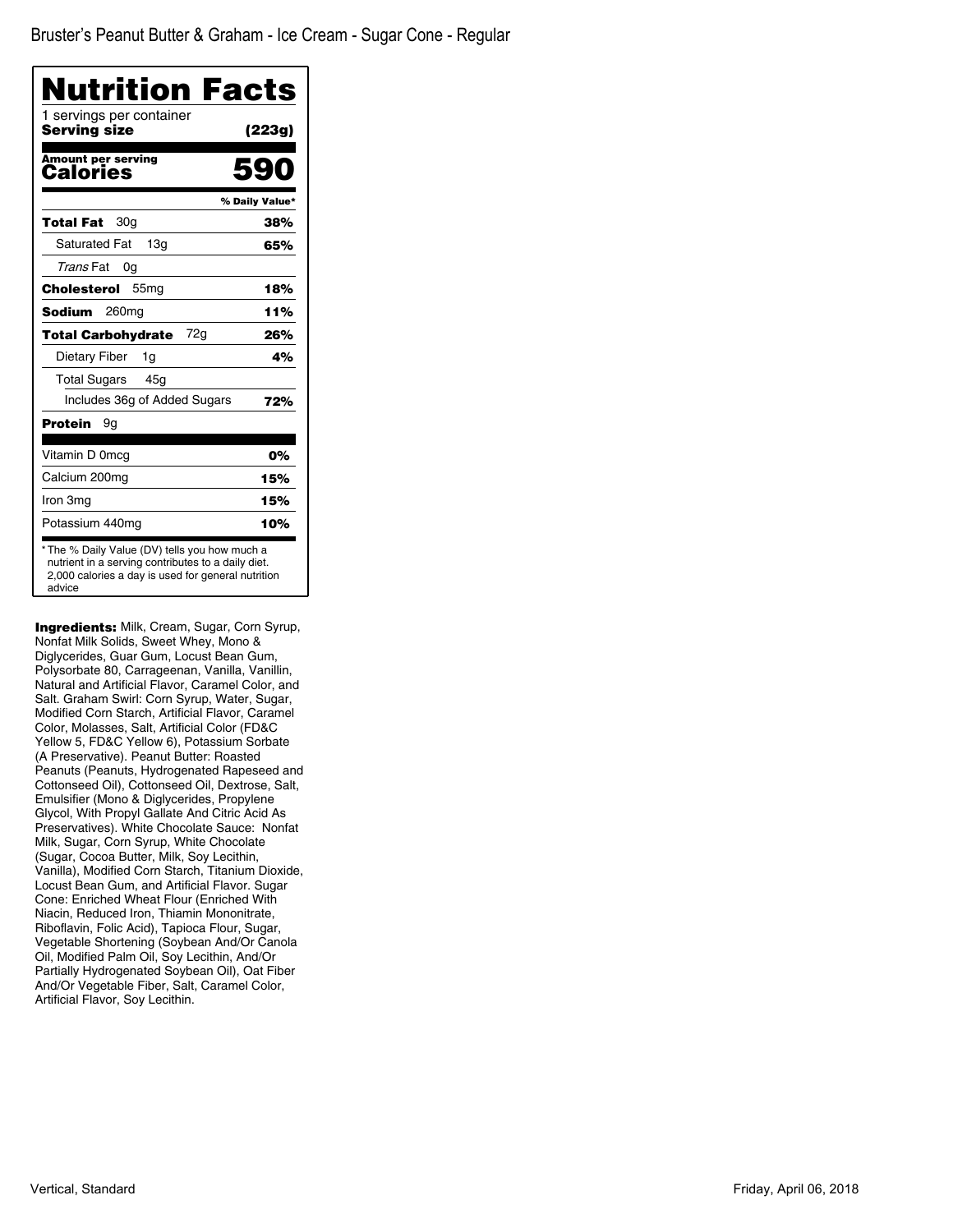Bruster's Peanut Butter & Graham - Ice Cream - Sugar Cone - Regular

# Nutrition Facts

1 servings per container

**Serving size** **(223g)**

**Amount per serving**

**Calories** **590**

| | % Daily Value* |
|---|---|
| **Total Fat** 30g | **38%** |
| Saturated Fat 13g | **65%** |
| *Trans* Fat 0g | |
| **Cholesterol** 55mg | **18%** |
| **Sodium** 260mg | **11%** |
| **Total Carbohydrate** 72g | **26%** |
| Dietary Fiber 1g | **4%** |
| Total Sugars 45g | |
| Includes 36g of Added Sugars | **72%** |
| **Protein** 9g | |
| Vitamin D 0mcg | **0%** |
| Calcium 200mg | **15%** |
| Iron 3mg | **15%** |
| Potassium 440mg | **10%** |

* The % Daily Value (DV) tells you how much a nutrient in a serving contributes to a daily diet. 2,000 calories a day is used for general nutrition advice

**Ingredients:** Milk, Cream, Sugar, Corn Syrup, Nonfat Milk Solids, Sweet Whey, Mono & Diglycerides, Guar Gum, Locust Bean Gum, Polysorbate 80, Carrageenan, Vanilla, Vanillin, Natural and Artificial Flavor, Caramel Color, and Salt. Graham Swirl: Corn Syrup, Water, Sugar, Modified Corn Starch, Artificial Flavor, Caramel Color, Molasses, Salt, Artificial Color (FD&C Yellow 5, FD&C Yellow 6), Potassium Sorbate (A Preservative). Peanut Butter: Roasted Peanuts (Peanuts, Hydrogenated Rapeseed and Cottonseed Oil), Cottonseed Oil, Dextrose, Salt, Emulsifier (Mono & Diglycerides, Propylene Glycol, With Propyl Gallate And Citric Acid As Preservatives). White Chocolate Sauce: Nonfat Milk, Sugar, Corn Syrup, White Chocolate (Sugar, Cocoa Butter, Milk, Soy Lecithin, Vanilla), Modified Corn Starch, Titanium Dioxide, Locust Bean Gum, and Artificial Flavor. Sugar Cone: Enriched Wheat Flour (Enriched With Niacin, Reduced Iron, Thiamin Mononitrate, Riboflavin, Folic Acid), Tapioca Flour, Sugar, Vegetable Shortening (Soybean And/Or Canola Oil, Modified Palm Oil, Soy Lecithin, And/Or Partially Hydrogenated Soybean Oil), Oat Fiber And/Or Vegetable Fiber, Salt, Caramel Color, Artificial Flavor, Soy Lecithin.

Vertical, Standard

Friday, April 06, 2018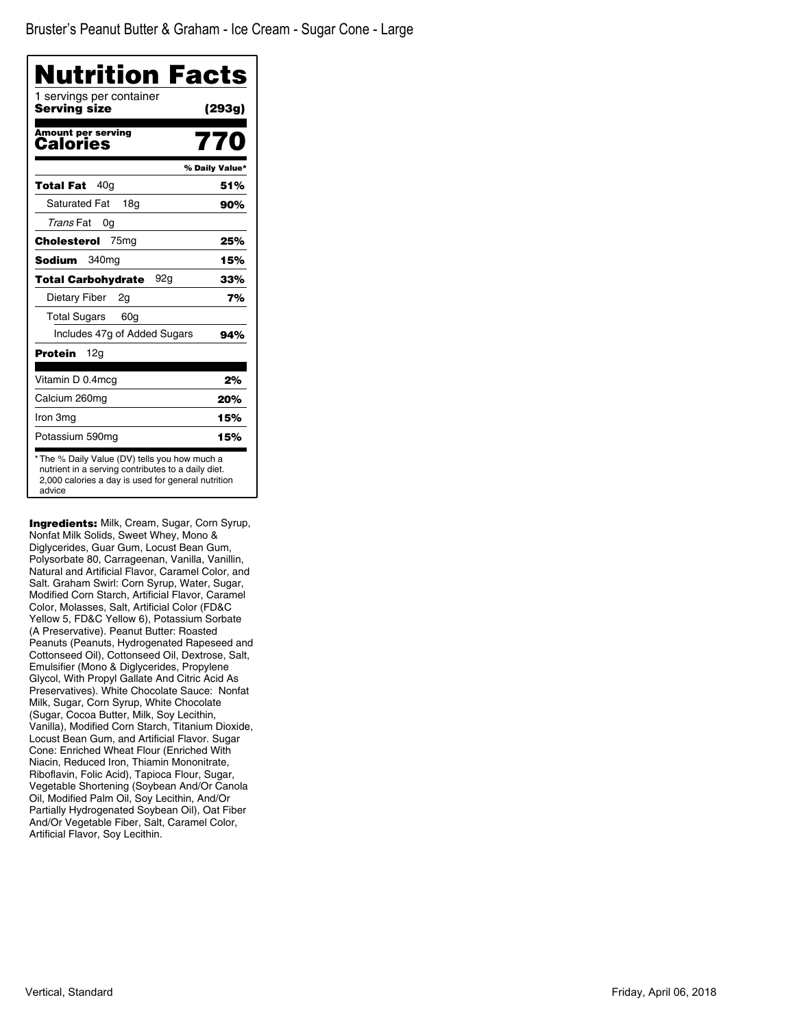Bruster's Peanut Butter & Graham - Ice Cream - Sugar Cone - Large

# Nutrition Facts

1 servings per container

**Serving size** **(293g)**

**Amount per serving**

**Calories** **770**

| | % Daily Value* |
|---|---|
| **Total Fat** 40g | **51%** |
| Saturated Fat 18g | **90%** |
| *Trans* Fat 0g | |
| **Cholesterol** 75mg | **25%** |
| **Sodium** 340mg | **15%** |
| **Total Carbohydrate** 92g | **33%** |
| Dietary Fiber 2g | **7%** |
| Total Sugars 60g | |
| Includes 47g of Added Sugars | **94%** |
| **Protein** 12g | |
| Vitamin D 0.4mcg | **2%** |
| Calcium 260mg | **20%** |
| Iron 3mg | **15%** |
| Potassium 590mg | **15%** |

* The % Daily Value (DV) tells you how much a nutrient in a serving contributes to a daily diet. 2,000 calories a day is used for general nutrition advice

**Ingredients:** Milk, Cream, Sugar, Corn Syrup, Nonfat Milk Solids, Sweet Whey, Mono & Diglycerides, Guar Gum, Locust Bean Gum, Polysorbate 80, Carrageenan, Vanilla, Vanillin, Natural and Artificial Flavor, Caramel Color, and Salt. Graham Swirl: Corn Syrup, Water, Sugar, Modified Corn Starch, Artificial Flavor, Caramel Color, Molasses, Salt, Artificial Color (FD&C Yellow 5, FD&C Yellow 6), Potassium Sorbate (A Preservative). Peanut Butter: Roasted Peanuts (Peanuts, Hydrogenated Rapeseed and Cottonseed Oil), Cottonseed Oil, Dextrose, Salt, Emulsifier (Mono & Diglycerides, Propylene Glycol, With Propyl Gallate And Citric Acid As Preservatives). White Chocolate Sauce: Nonfat Milk, Sugar, Corn Syrup, White Chocolate (Sugar, Cocoa Butter, Milk, Soy Lecithin, Vanilla), Modified Corn Starch, Titanium Dioxide, Locust Bean Gum, and Artificial Flavor. Sugar Cone: Enriched Wheat Flour (Enriched With Niacin, Reduced Iron, Thiamin Mononitrate, Riboflavin, Folic Acid), Tapioca Flour, Sugar, Vegetable Shortening (Soybean And/Or Canola Oil, Modified Palm Oil, Soy Lecithin, And/Or Partially Hydrogenated Soybean Oil), Oat Fiber And/Or Vegetable Fiber, Salt, Caramel Color, Artificial Flavor, Soy Lecithin.

Vertical, Standard

Friday, April 06, 2018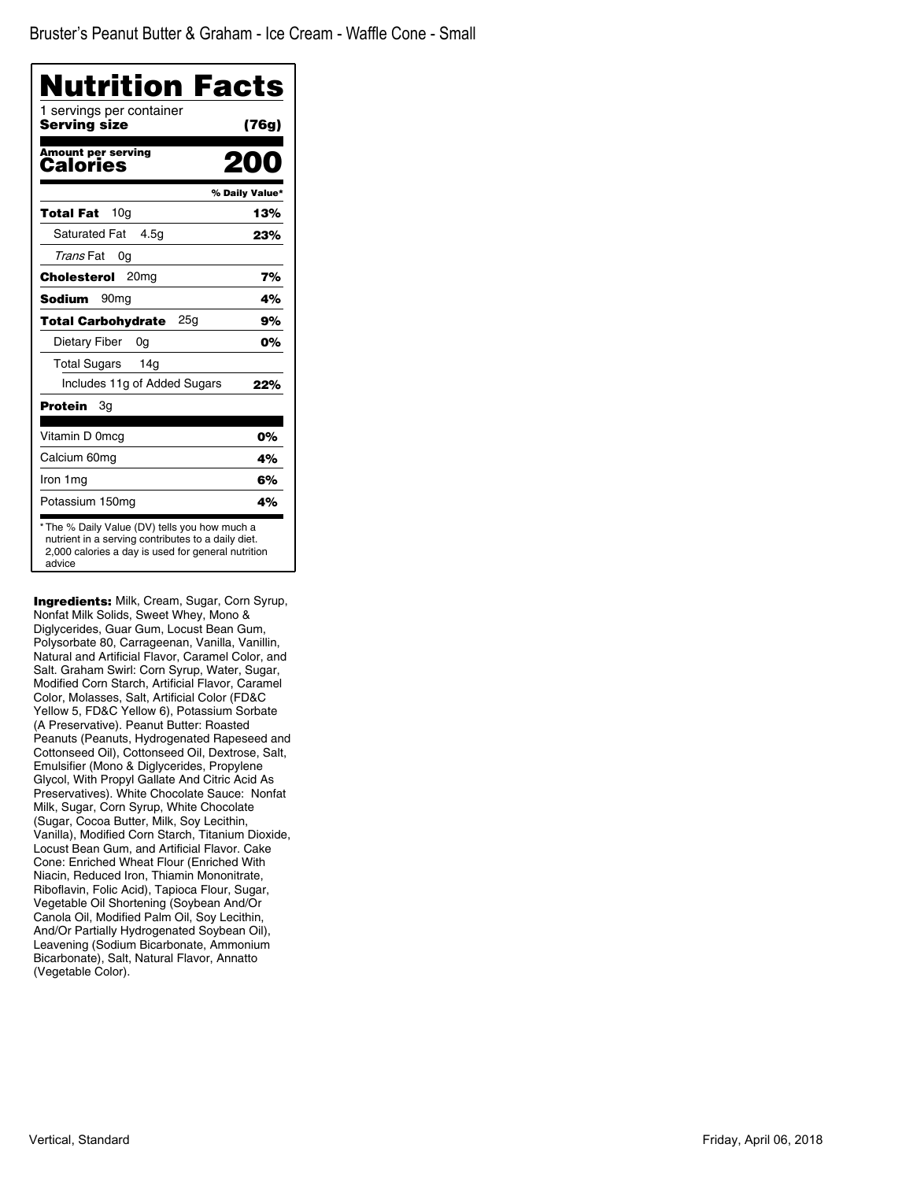Bruster's Peanut Butter & Graham - Ice Cream - Waffle Cone - Small

# Nutrition Facts

1 servings per container

**Serving size** **(76g)**

**Amount per serving**

**Calories** **200**

| | % Daily Value* |
|---|---|
| **Total Fat** 10g | **13%** |
| Saturated Fat 4.5g | **23%** |
| *Trans* Fat 0g | |
| **Cholesterol** 20mg | **7%** |
| **Sodium** 90mg | **4%** |
| **Total Carbohydrate** 25g | **9%** |
| Dietary Fiber 0g | **0%** |
| Total Sugars 14g | |
| Includes 11g of Added Sugars | **22%** |
| **Protein** 3g | |
| Vitamin D 0mcg | 0% |
| Calcium 60mg | 4% |
| Iron 1mg | 6% |
| Potassium 150mg | 4% |

* The % Daily Value (DV) tells you how much a nutrient in a serving contributes to a daily diet. 2,000 calories a day is used for general nutrition advice

**Ingredients:** Milk, Cream, Sugar, Corn Syrup, Nonfat Milk Solids, Sweet Whey, Mono & Diglycerides, Guar Gum, Locust Bean Gum, Polysorbate 80, Carrageenan, Vanilla, Vanillin, Natural and Artificial Flavor, Caramel Color, and Salt. Graham Swirl: Corn Syrup, Water, Sugar, Modified Corn Starch, Artificial Flavor, Caramel Color, Molasses, Salt, Artificial Color (FD&C Yellow 5, FD&C Yellow 6), Potassium Sorbate (A Preservative). Peanut Butter: Roasted Peanuts (Peanuts, Hydrogenated Rapeseed and Cottonseed Oil), Cottonseed Oil, Dextrose, Salt, Emulsifier (Mono & Diglycerides, Propylene Glycol, With Propyl Gallate And Citric Acid As Preservatives). White Chocolate Sauce: Nonfat Milk, Sugar, Corn Syrup, White Chocolate (Sugar, Cocoa Butter, Milk, Soy Lecithin, Vanilla), Modified Corn Starch, Titanium Dioxide, Locust Bean Gum, and Artificial Flavor. Cake Cone: Enriched Wheat Flour (Enriched With Niacin, Reduced Iron, Thiamin Mononitrate, Riboflavin, Folic Acid), Tapioca Flour, Sugar, Vegetable Oil Shortening (Soybean And/Or Canola Oil, Modified Palm Oil, Soy Lecithin, And/Or Partially Hydrogenated Soybean Oil), Leavening (Sodium Bicarbonate, Ammonium Bicarbonate), Salt, Natural Flavor, Annatto (Vegetable Color).

Vertical, Standard

Friday, April 06, 2018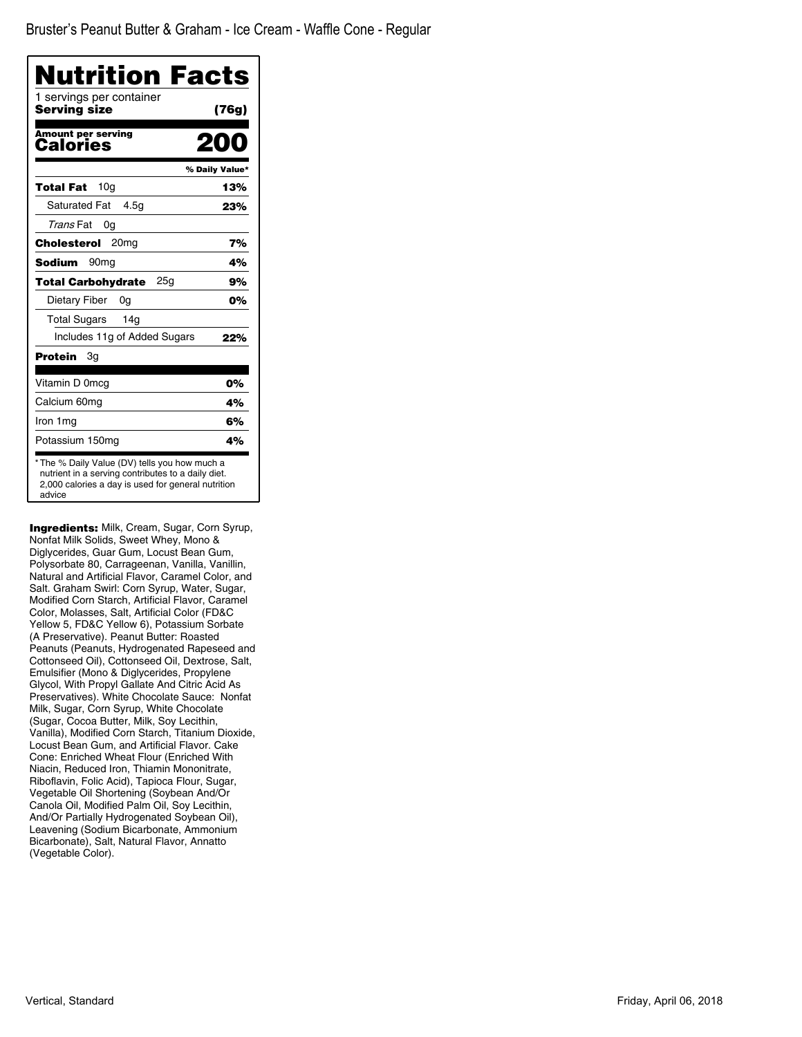Bruster's Peanut Butter & Graham - Ice Cream - Waffle Cone - Regular

# Nutrition Facts

1 servings per container
**Serving size** **(76g)**

**Amount per serving**
**Calories** **200**

| | % Daily Value* |
|---|---|
| **Total Fat** 10g | **13%** |
| Saturated Fat 4.5g | **23%** |
| *Trans* Fat 0g | |
| **Cholesterol** 20mg | **7%** |
| **Sodium** 90mg | **4%** |
| **Total Carbohydrate** 25g | **9%** |
| Dietary Fiber 0g | **0%** |
| Total Sugars 14g | |
| Includes 11g of Added Sugars | **22%** |
| **Protein** 3g | |
| Vitamin D 0mcg | **0%** |
| Calcium 60mg | **4%** |
| Iron 1mg | **6%** |
| Potassium 150mg | **4%** |

* The % Daily Value (DV) tells you how much a nutrient in a serving contributes to a daily diet. 2,000 calories a day is used for general nutrition advice

**Ingredients:** Milk, Cream, Sugar, Corn Syrup, Nonfat Milk Solids, Sweet Whey, Mono & Diglycerides, Guar Gum, Locust Bean Gum, Polysorbate 80, Carrageenan, Vanilla, Vanillin, Natural and Artificial Flavor, Caramel Color, and Salt. Graham Swirl: Corn Syrup, Water, Sugar, Modified Corn Starch, Artificial Flavor, Caramel Color, Molasses, Salt, Artificial Color (FD&C Yellow 5, FD&C Yellow 6), Potassium Sorbate (A Preservative). Peanut Butter: Roasted Peanuts (Peanuts, Hydrogenated Rapeseed and Cottonseed Oil), Cottonseed Oil, Dextrose, Salt, Emulsifier (Mono & Diglycerides, Propylene Glycol, With Propyl Gallate And Citric Acid As Preservatives). White Chocolate Sauce: Nonfat Milk, Sugar, Corn Syrup, White Chocolate (Sugar, Cocoa Butter, Milk, Soy Lecithin, Vanilla), Modified Corn Starch, Titanium Dioxide, Locust Bean Gum, and Artificial Flavor. Cake Cone: Enriched Wheat Flour (Enriched With Niacin, Reduced Iron, Thiamin Mononitrate, Riboflavin, Folic Acid), Tapioca Flour, Sugar, Vegetable Oil Shortening (Soybean And/Or Canola Oil, Modified Palm Oil, Soy Lecithin, And/Or Partially Hydrogenated Soybean Oil), Leavening (Sodium Bicarbonate, Ammonium Bicarbonate), Salt, Natural Flavor, Annatto (Vegetable Color).

Vertical, Standard

Friday, April 06, 2018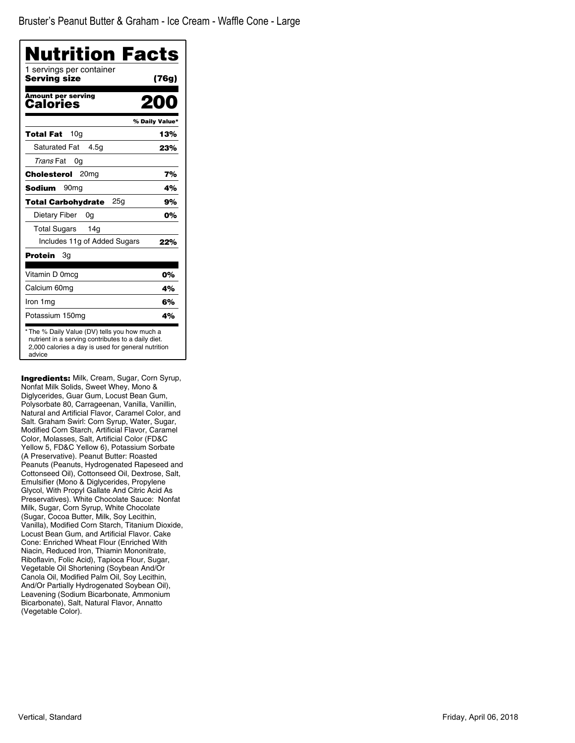Bruster's Peanut Butter & Graham - Ice Cream - Waffle Cone - Large

# Nutrition Facts

1 servings per container
**Serving size** **(76g)**

**Amount per serving**
**Calories** **200**

| | % Daily Value* |
|---|---|
| **Total Fat** 10g | **13%** |
| Saturated Fat 4.5g | **23%** |
| *Trans* Fat 0g | |
| **Cholesterol** 20mg | **7%** |
| **Sodium** 90mg | **4%** |
| **Total Carbohydrate** 25g | **9%** |
| Dietary Fiber 0g | **0%** |
| Total Sugars 14g | |
| Includes 11g of Added Sugars | **22%** |
| **Protein** 3g | |
| Vitamin D 0mcg | **0%** |
| Calcium 60mg | **4%** |
| Iron 1mg | **6%** |
| Potassium 150mg | **4%** |

* The % Daily Value (DV) tells you how much a nutrient in a serving contributes to a daily diet. 2,000 calories a day is used for general nutrition advice

**Ingredients:** Milk, Cream, Sugar, Corn Syrup, Nonfat Milk Solids, Sweet Whey, Mono & Diglycerides, Guar Gum, Locust Bean Gum, Polysorbate 80, Carrageenan, Vanilla, Vanillin, Natural and Artificial Flavor, Caramel Color, and Salt. Graham Swirl: Corn Syrup, Water, Sugar, Modified Corn Starch, Artificial Flavor, Caramel Color, Molasses, Salt, Artificial Color (FD&C Yellow 5, FD&C Yellow 6), Potassium Sorbate (A Preservative). Peanut Butter: Roasted Peanuts (Peanuts, Hydrogenated Rapeseed and Cottonseed Oil), Cottonseed Oil, Dextrose, Salt, Emulsifier (Mono & Diglycerides, Propylene Glycol, With Propyl Gallate And Citric Acid As Preservatives). White Chocolate Sauce: Nonfat Milk, Sugar, Corn Syrup, White Chocolate (Sugar, Cocoa Butter, Milk, Soy Lecithin, Vanilla), Modified Corn Starch, Titanium Dioxide, Locust Bean Gum, and Artificial Flavor. Cake Cone: Enriched Wheat Flour (Enriched With Niacin, Reduced Iron, Thiamin Mononitrate, Riboflavin, Folic Acid), Tapioca Flour, Sugar, Vegetable Oil Shortening (Soybean And/Or Canola Oil, Modified Palm Oil, Soy Lecithin, And/Or Partially Hydrogenated Soybean Oil), Leavening (Sodium Bicarbonate, Ammonium Bicarbonate), Salt, Natural Flavor, Annatto (Vegetable Color).

Vertical, Standard

Friday, April 06, 2018